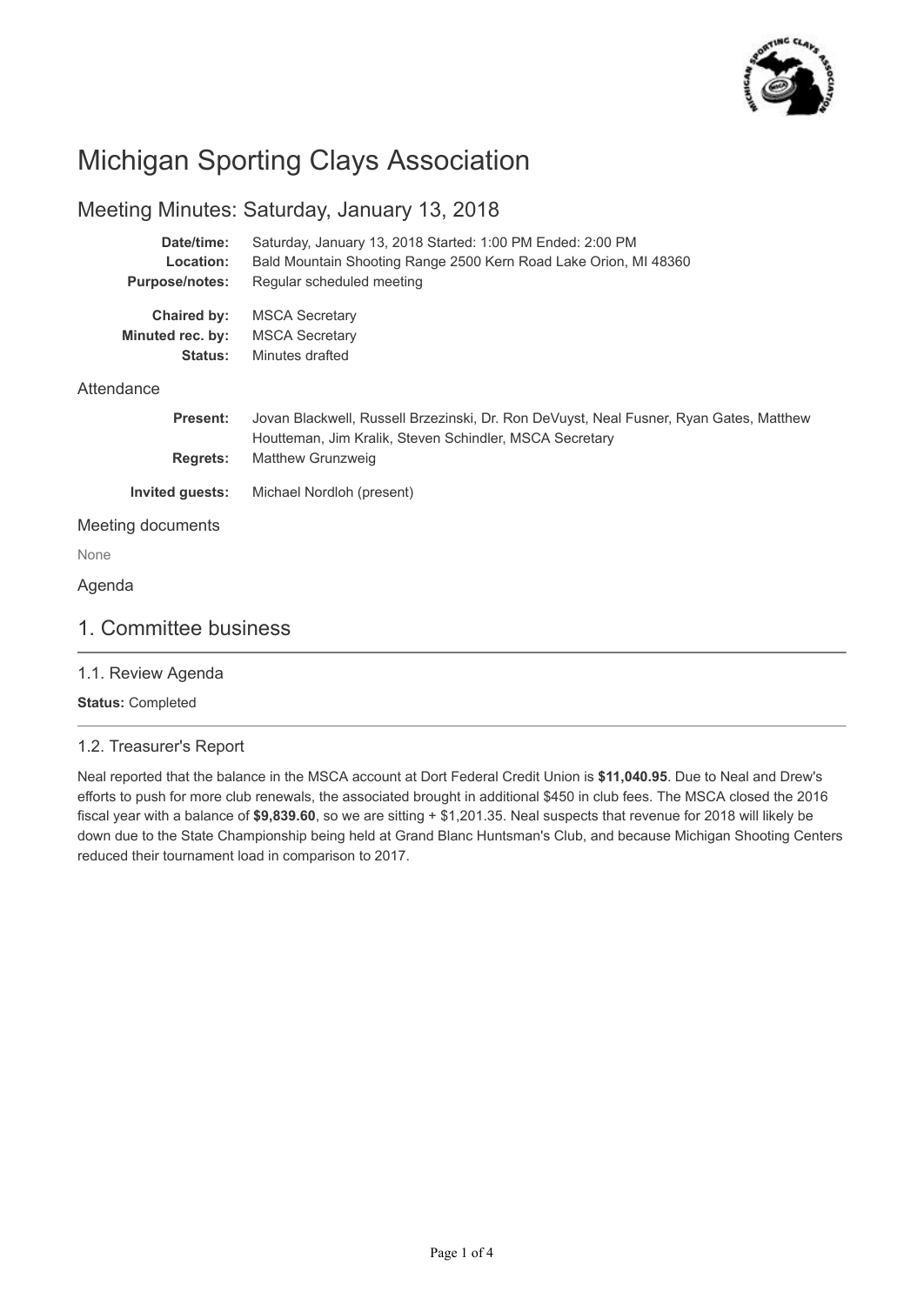# Michigan Sporting Clays Association

## Meeting Minutes: Saturday, January 13, 2018

**Date/time:** Saturday, January 13, 2018 Started: 1:00 PM Ended: 2:00 PM
**Location:** Bald Mountain Shooting Range 2500 Kern Road Lake Orion, MI 48360
**Purpose/notes:** Regular scheduled meeting

**Chaired by:** MSCA Secretary
**Minuted rec. by:** MSCA Secretary
**Status:** Minutes drafted

### Attendance

**Present:** Jovan Blackwell, Russell Brzezinski, Dr. Ron DeVuyst, Neal Fusner, Ryan Gates, Matthew Houtteman, Jim Kralik, Steven Schindler, MSCA Secretary
**Regrets:** Matthew Grunzweig

**Invited guests:** Michael Nordloh (present)

### Meeting documents

None

### Agenda

## 1. Committee business

### 1.1. Review Agenda

**Status:** Completed

### 1.2. Treasurer's Report

Neal reported that the balance in the MSCA account at Dort Federal Credit Union is **$11,040.95**. Due to Neal and Drew's efforts to push for more club renewals, the associated brought in additional $450 in club fees. The MSCA closed the 2016 fiscal year with a balance of **$9,839.60**, so we are sitting + $1,201.35. Neal suspects that revenue for 2018 will likely be down due to the State Championship being held at Grand Blanc Huntsman's Club, and because Michigan Shooting Centers reduced their tournament load in comparison to 2017.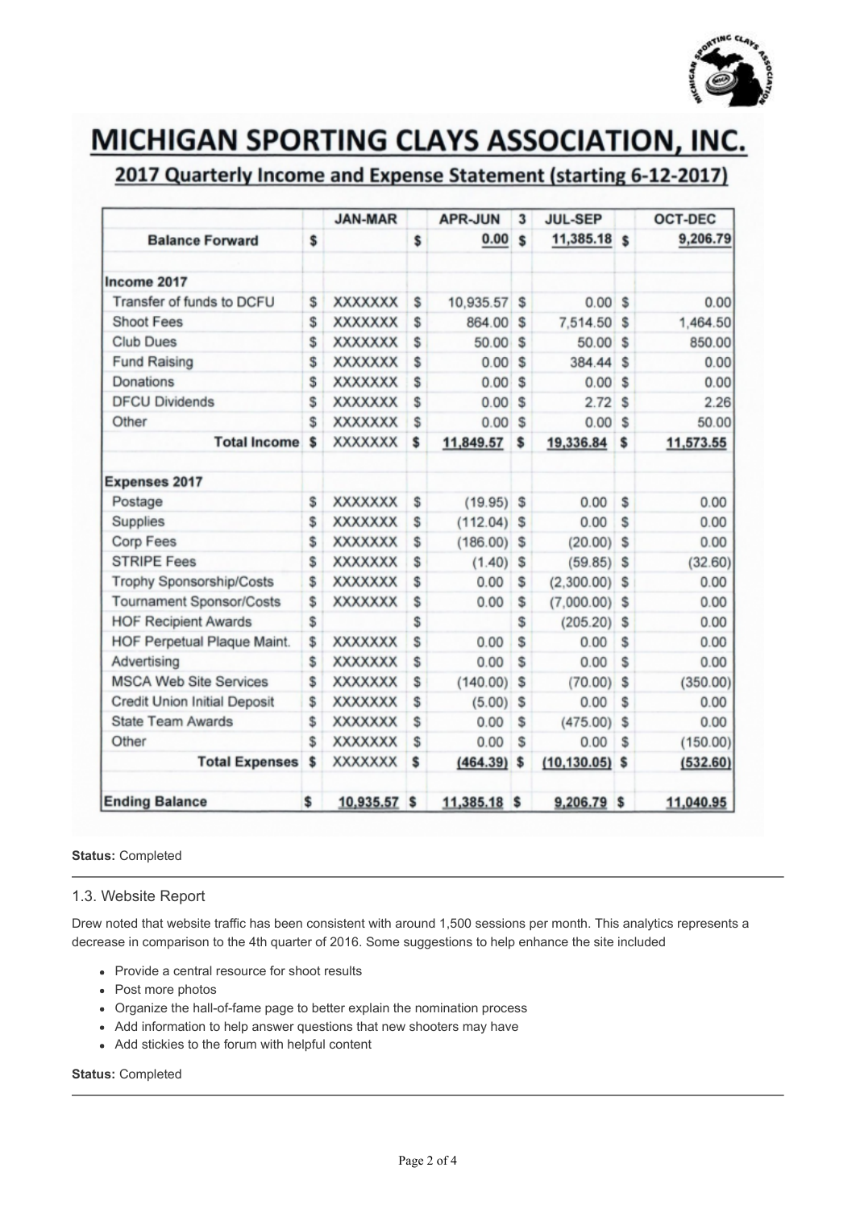# MICHIGAN SPORTING CLAYS ASSOCIATION, INC.

## 2017 Quarterly Income and Expense Statement (starting 6-12-2017)

| | | JAN-MAR | | APR-JUN | 3 | JUL-SEP | | OCT-DEC |
|---|---|---|---|---|---|---|---|---|
| **Balance Forward** | $ | | $ | 0.00 | $ | 11,385.18 | $ | 9,206.79 |
| | | | | | | | | |
| **Income 2017** | | | | | | | | |
| Transfer of funds to DCFU | $ | XXXXXXX | $ | 10,935.57 | $ | 0.00 | $ | 0.00 |
| Shoot Fees | $ | XXXXXXX | $ | 864.00 | $ | 7,514.50 | $ | 1,464.50 |
| Club Dues | $ | XXXXXXX | $ | 50.00 | $ | 50.00 | $ | 850.00 |
| Fund Raising | $ | XXXXXXX | $ | 0.00 | $ | 384.44 | $ | 0.00 |
| Donations | $ | XXXXXXX | $ | 0.00 | $ | 0.00 | $ | 0.00 |
| DFCU Dividends | $ | XXXXXXX | $ | 0.00 | $ | 2.72 | $ | 2.26 |
| Other | $ | XXXXXXX | $ | 0.00 | $ | 0.00 | $ | 50.00 |
| **Total Income** | $ | XXXXXXX | $ | 11,849.57 | $ | 19,336.84 | $ | 11,573.55 |
| | | | | | | | | |
| **Expenses 2017** | | | | | | | | |
| Postage | $ | XXXXXXX | $ | (19.95) | $ | 0.00 | $ | 0.00 |
| Supplies | $ | XXXXXXX | $ | (112.04) | $ | 0.00 | $ | 0.00 |
| Corp Fees | $ | XXXXXXX | $ | (186.00) | $ | (20.00) | $ | 0.00 |
| STRIPE Fees | $ | XXXXXXX | $ | (1.40) | $ | (59.85) | $ | (32.60) |
| Trophy Sponsorship/Costs | $ | XXXXXXX | $ | 0.00 | $ | (2,300.00) | $ | 0.00 |
| Tournament Sponsor/Costs | $ | XXXXXXX | $ | 0.00 | $ | (7,000.00) | $ | 0.00 |
| HOF Recipient Awards | $ | | $ | | $ | (205.20) | $ | 0.00 |
| HOF Perpetual Plaque Maint. | $ | XXXXXXX | $ | 0.00 | $ | 0.00 | $ | 0.00 |
| Advertising | $ | XXXXXXX | $ | 0.00 | $ | 0.00 | $ | 0.00 |
| MSCA Web Site Services | $ | XXXXXXX | $ | (140.00) | $ | (70.00) | $ | (350.00) |
| Credit Union Initial Deposit | $ | XXXXXXX | $ | (5.00) | $ | 0.00 | $ | 0.00 |
| State Team Awards | $ | XXXXXXX | $ | 0.00 | $ | (475.00) | $ | 0.00 |
| Other | $ | XXXXXXX | $ | 0.00 | $ | 0.00 | $ | (150.00) |
| **Total Expenses** | $ | XXXXXXX | $ | (464.39) | $ | (10,130.05) | $ | (532.60) |
| | | | | | | | | |
| **Ending Balance** | $ | 10,935.57 | $ | 11,385.18 | $ | 9,206.79 | $ | 11,040.95 |

**Status:** Completed

---

### 1.3. Website Report

Drew noted that website traffic has been consistent with around 1,500 sessions per month. This analytics represents a decrease in comparison to the 4th quarter of 2016. Some suggestions to help enhance the site included

- Provide a central resource for shoot results
- Post more photos
- Organize the hall-of-fame page to better explain the nomination process
- Add information to help answer questions that new shooters may have
- Add stickies to the forum with helpful content

**Status:** Completed

---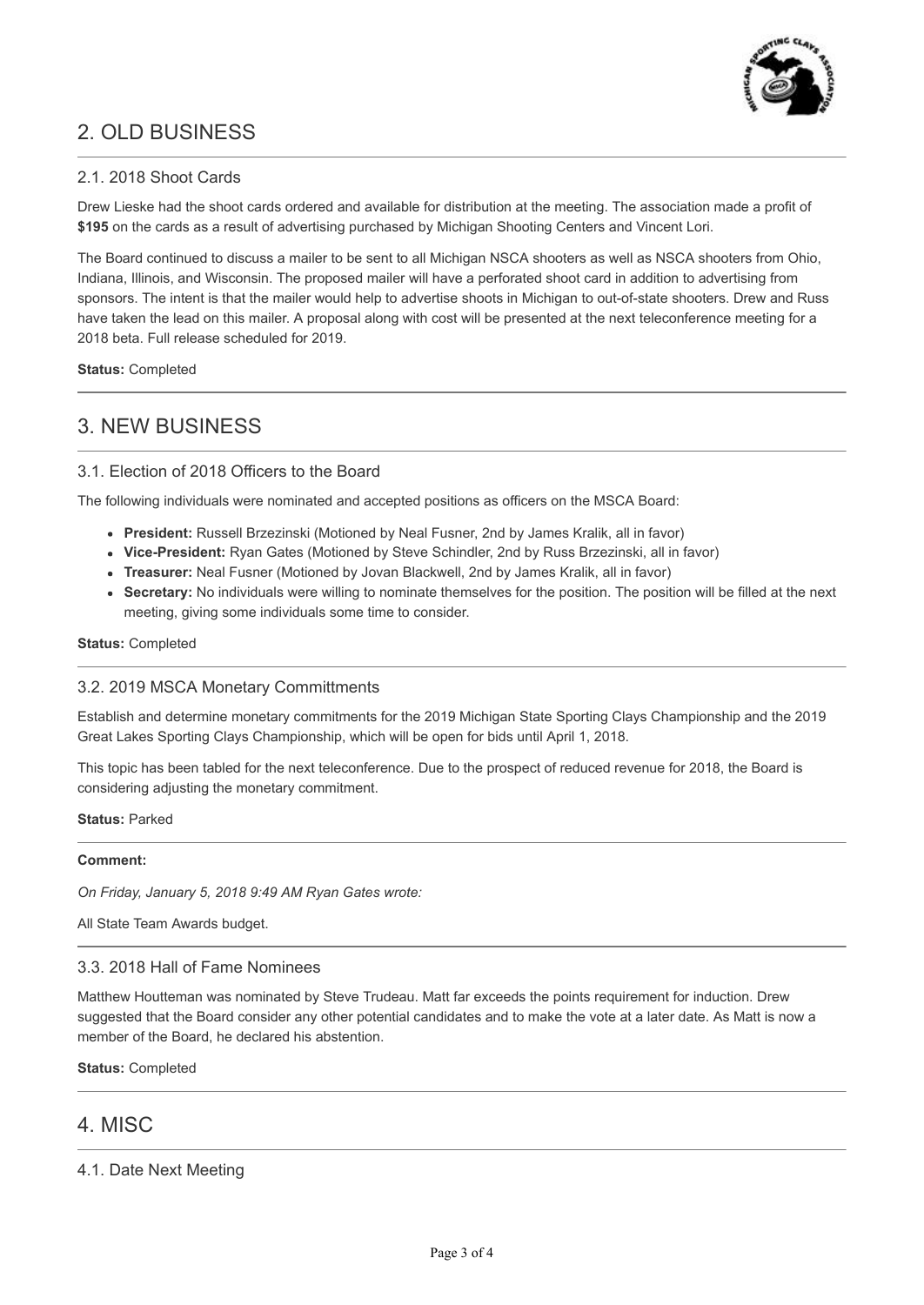## 2. OLD BUSINESS

### 2.1. 2018 Shoot Cards

Drew Lieske had the shoot cards ordered and available for distribution at the meeting. The association made a profit of **$195** on the cards as a result of advertising purchased by Michigan Shooting Centers and Vincent Lori.

The Board continued to discuss a mailer to be sent to all Michigan NSCA shooters as well as NSCA shooters from Ohio, Indiana, Illinois, and Wisconsin. The proposed mailer will have a perforated shoot card in addition to advertising from sponsors. The intent is that the mailer would help to advertise shoots in Michigan to out-of-state shooters. Drew and Russ have taken the lead on this mailer. A proposal along with cost will be presented at the next teleconference meeting for a 2018 beta. Full release scheduled for 2019.

**Status:** Completed

## 3. NEW BUSINESS

### 3.1. Election of 2018 Officers to the Board

The following individuals were nominated and accepted positions as officers on the MSCA Board:

- **President:** Russell Brzezinski (Motioned by Neal Fusner, 2nd by James Kralik, all in favor)
- **Vice-President:** Ryan Gates (Motioned by Steve Schindler, 2nd by Russ Brzezinski, all in favor)
- **Treasurer:** Neal Fusner (Motioned by Jovan Blackwell, 2nd by James Kralik, all in favor)
- **Secretary:** No individuals were willing to nominate themselves for the position. The position will be filled at the next meeting, giving some individuals some time to consider.

**Status:** Completed

### 3.2. 2019 MSCA Monetary Committments

Establish and determine monetary commitments for the 2019 Michigan State Sporting Clays Championship and the 2019 Great Lakes Sporting Clays Championship, which will be open for bids until April 1, 2018.

This topic has been tabled for the next teleconference. Due to the prospect of reduced revenue for 2018, the Board is considering adjusting the monetary commitment.

**Status:** Parked

**Comment:**

*On Friday, January 5, 2018 9:49 AM Ryan Gates wrote:*

All State Team Awards budget.

### 3.3. 2018 Hall of Fame Nominees

Matthew Houtteman was nominated by Steve Trudeau. Matt far exceeds the points requirement for induction. Drew suggested that the Board consider any other potential candidates and to make the vote at a later date. As Matt is now a member of the Board, he declared his abstention.

**Status:** Completed

## 4. MISC

### 4.1. Date Next Meeting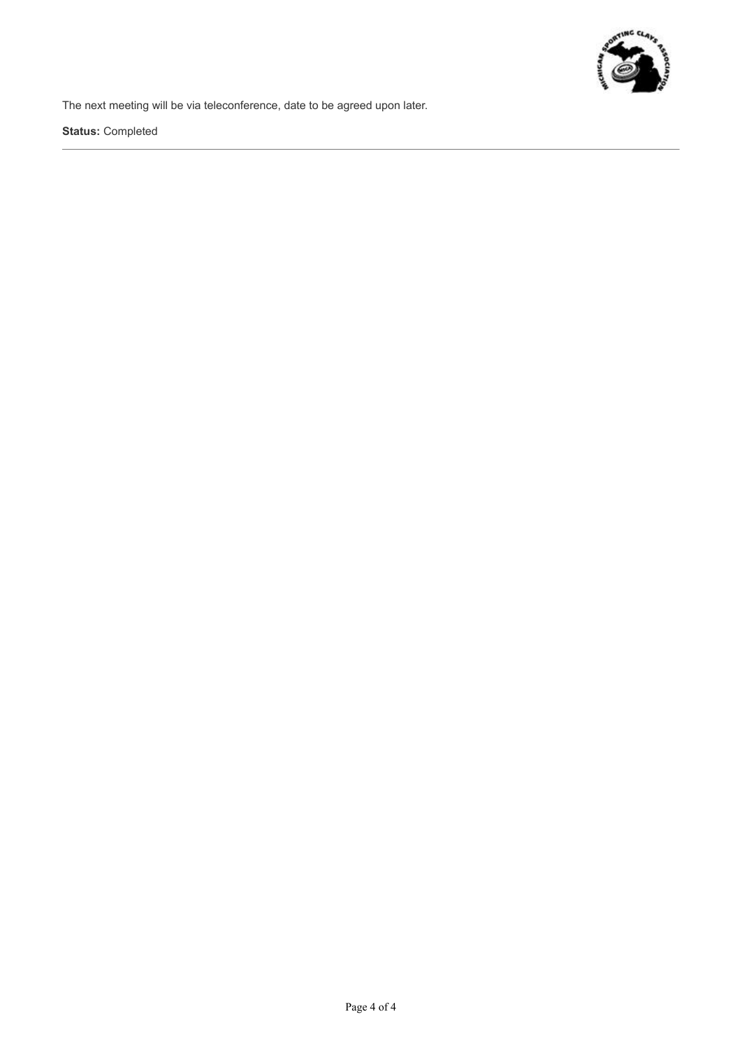The next meeting will be via teleconference, date to be agreed upon later.

**Status:** Completed

---